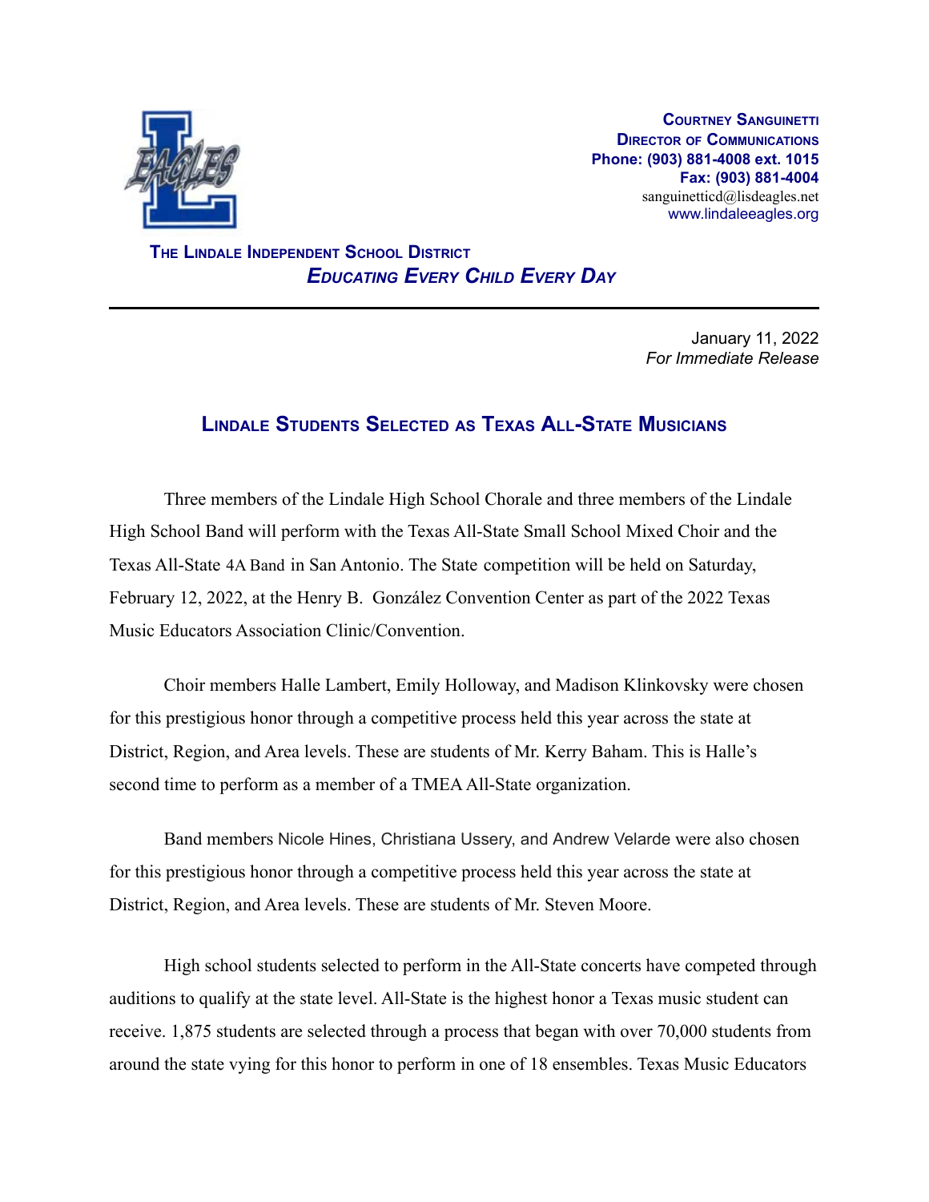**Courtney Sanguinetti**
**Director of Communications**
**Phone: (903) 881-4008 ext. 1015**
**Fax: (903) 881-4004**
sanguinetticd@lisdeagles.net
www.lindaleeagles.org

**The Lindale Independent School District**
***Educating Every Child Every Day***

---

January 11, 2022
*For Immediate Release*

## Lindale Students Selected as Texas All-State Musicians

Three members of the Lindale High School Chorale and three members of the Lindale High School Band will perform with the Texas All-State Small School Mixed Choir and the Texas All-State 4A Band in San Antonio. The State competition will be held on Saturday, February 12, 2022, at the Henry B. González Convention Center as part of the 2022 Texas Music Educators Association Clinic/Convention.

Choir members Halle Lambert, Emily Holloway, and Madison Klinkovsky were chosen for this prestigious honor through a competitive process held this year across the state at District, Region, and Area levels. These are students of Mr. Kerry Baham. This is Halle's second time to perform as a member of a TMEA All-State organization.

Band members Nicole Hines, Christiana Ussery, and Andrew Velarde were also chosen for this prestigious honor through a competitive process held this year across the state at District, Region, and Area levels. These are students of Mr. Steven Moore.

High school students selected to perform in the All-State concerts have competed through auditions to qualify at the state level. All-State is the highest honor a Texas music student can receive. 1,875 students are selected through a process that began with over 70,000 students from around the state vying for this honor to perform in one of 18 ensembles. Texas Music Educators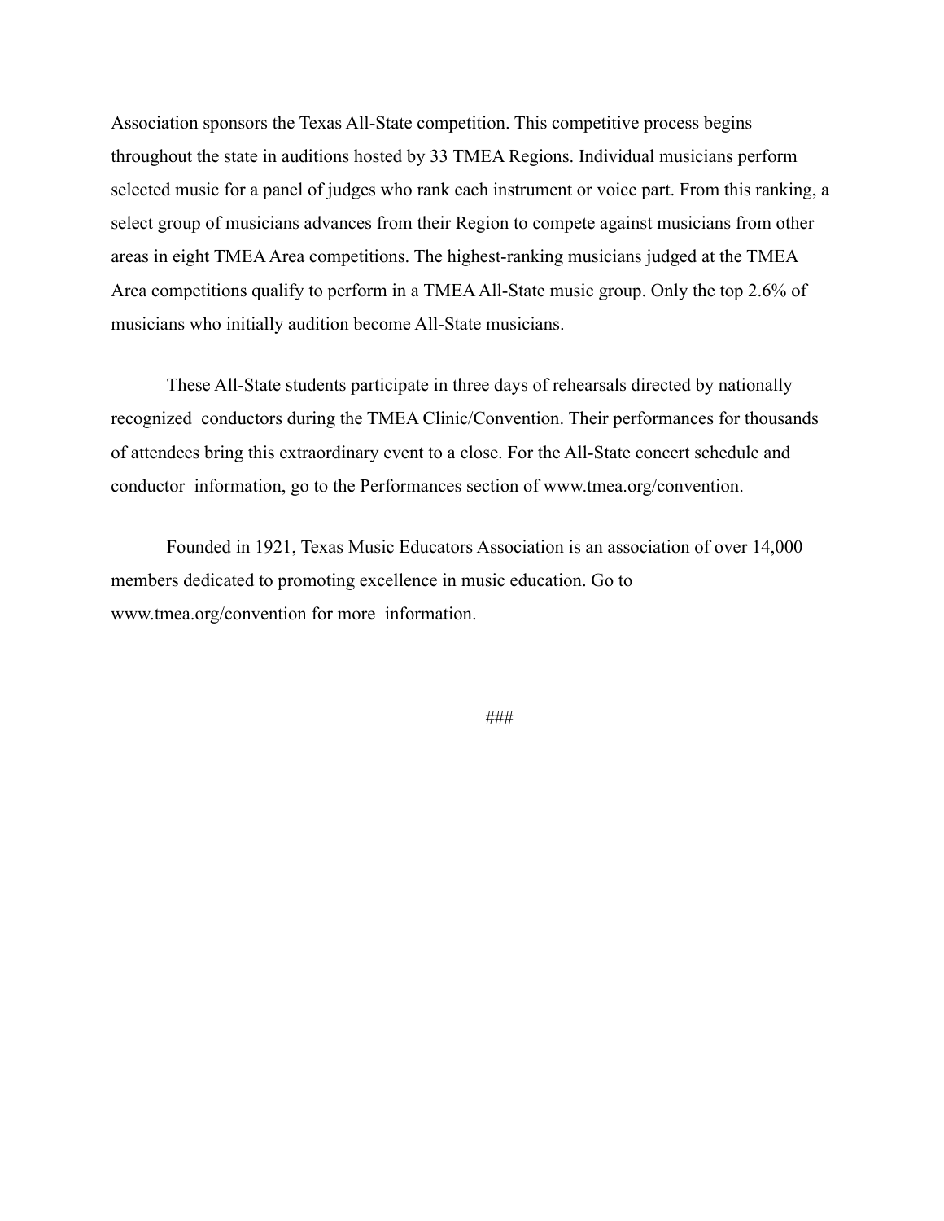Association sponsors the Texas All-State competition. This competitive process begins throughout the state in auditions hosted by 33 TMEA Regions. Individual musicians perform selected music for a panel of judges who rank each instrument or voice part. From this ranking, a select group of musicians advances from their Region to compete against musicians from other areas in eight TMEA Area competitions. The highest-ranking musicians judged at the TMEA Area competitions qualify to perform in a TMEA All-State music group. Only the top 2.6% of musicians who initially audition become All-State musicians.

These All-State students participate in three days of rehearsals directed by nationally recognized conductors during the TMEA Clinic/Convention. Their performances for thousands of attendees bring this extraordinary event to a close. For the All-State concert schedule and conductor information, go to the Performances section of www.tmea.org/convention.

Founded in 1921, Texas Music Educators Association is an association of over 14,000 members dedicated to promoting excellence in music education. Go to www.tmea.org/convention for more information.

###